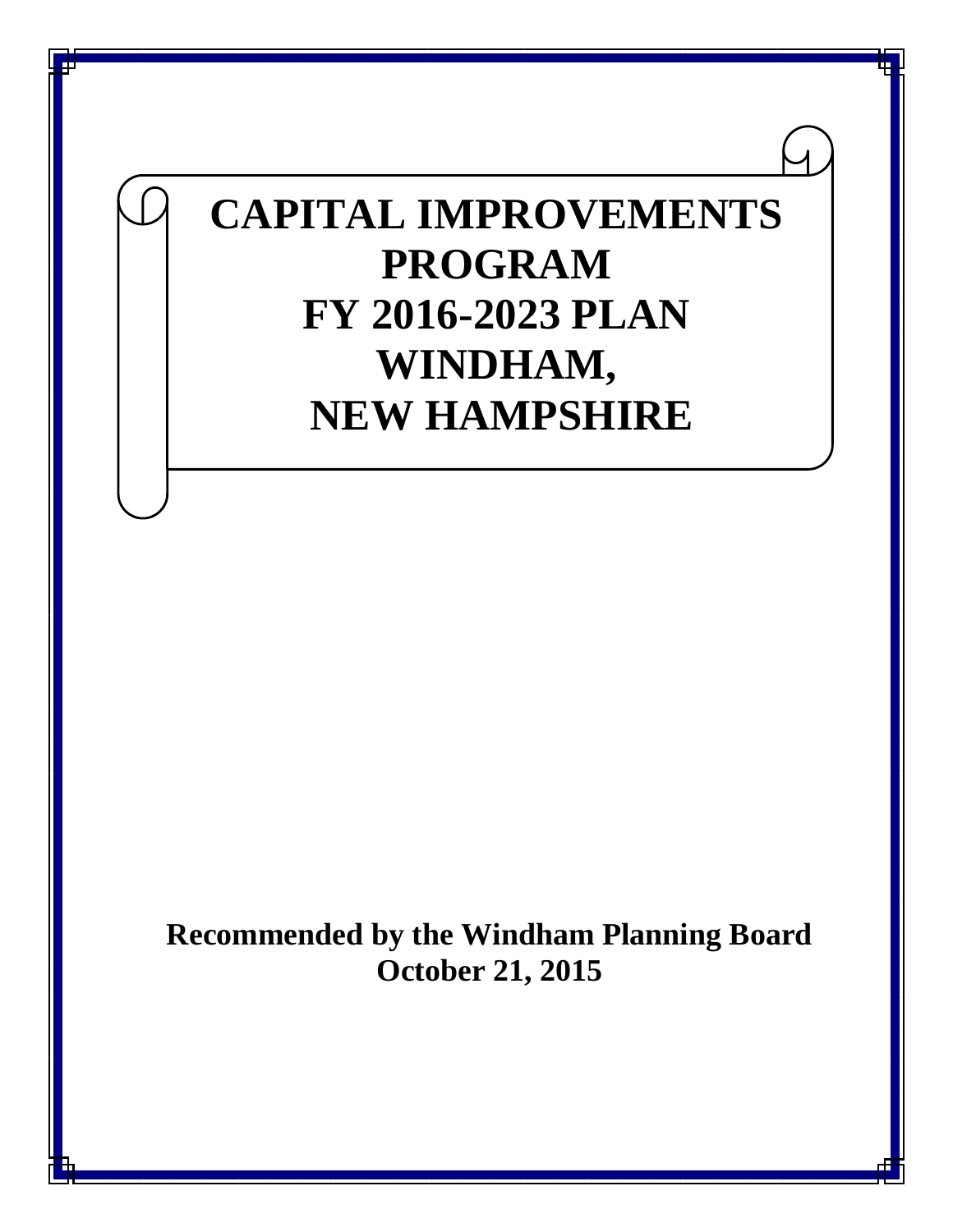# CAPITAL IMPROVEMENTS PROGRAM FY 2016-2023 PLAN WINDHAM, NEW HAMPSHIRE

**Recommended by the Windham Planning Board**
**October 21, 2015**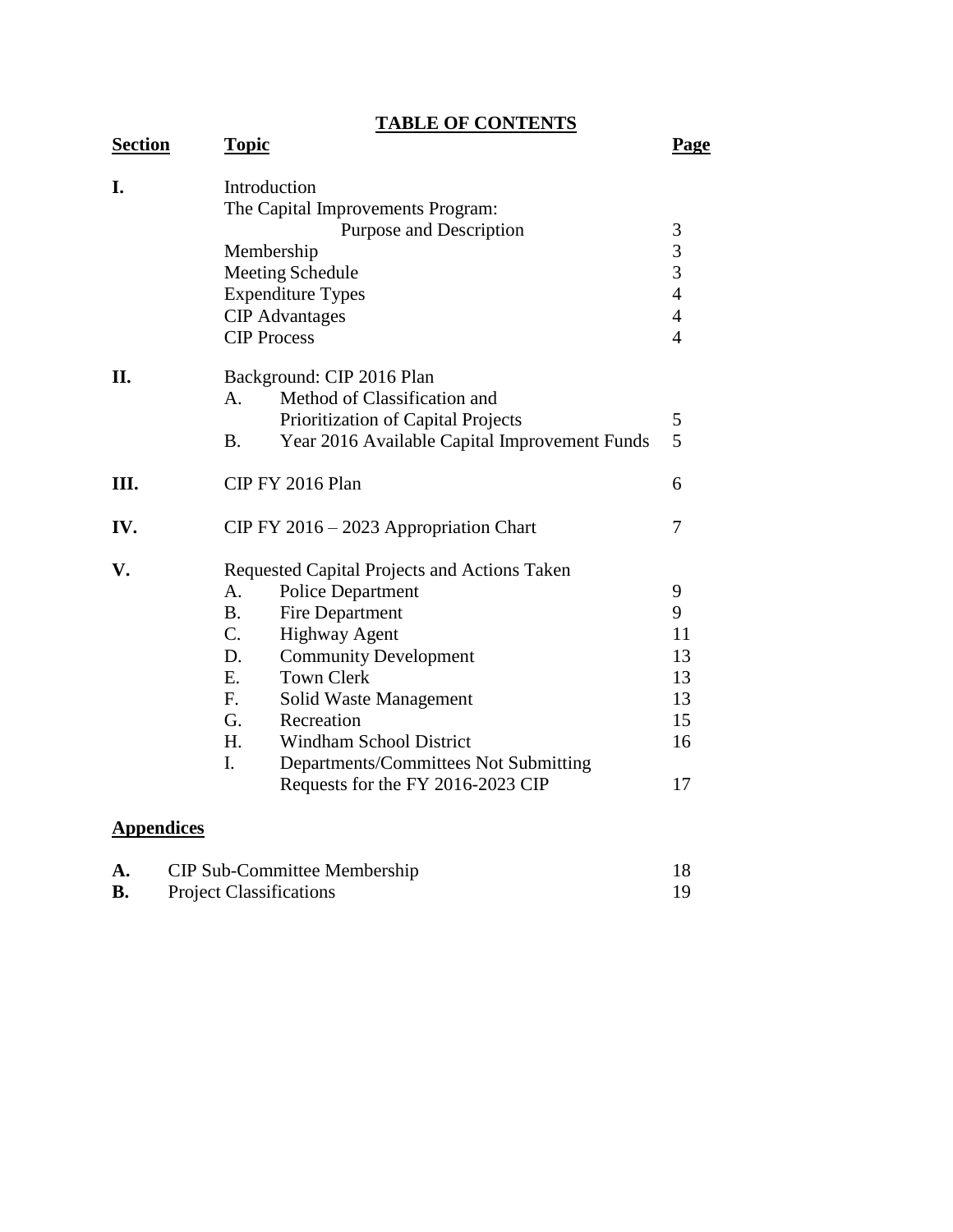# TABLE OF CONTENTS

| Section | Topic | Page |
|---|---|---|
| **I.** | Introduction | |
| | The Capital Improvements Program: Purpose and Description | 3 |
| | Membership | 3 |
| | Meeting Schedule | 3 |
| | Expenditure Types | 4 |
| | CIP Advantages | 4 |
| | CIP Process | 4 |
| **II.** | Background: CIP 2016 Plan | |
| | A. Method of Classification and Prioritization of Capital Projects | 5 |
| | B. Year 2016 Available Capital Improvement Funds | 5 |
| **III.** | CIP FY 2016 Plan | 6 |
| **IV.** | CIP FY 2016 – 2023 Appropriation Chart | 7 |
| **V.** | Requested Capital Projects and Actions Taken | |
| | A. Police Department | 9 |
| | B. Fire Department | 9 |
| | C. Highway Agent | 11 |
| | D. Community Development | 13 |
| | E. Town Clerk | 13 |
| | F. Solid Waste Management | 13 |
| | G. Recreation | 15 |
| | H. Windham School District | 16 |
| | I. Departments/Committees Not Submitting Requests for the FY 2016-2023 CIP | 17 |

## Appendices

| | | |
|---|---|---|
| **A.** | CIP Sub-Committee Membership | 18 |
| **B.** | Project Classifications | 19 |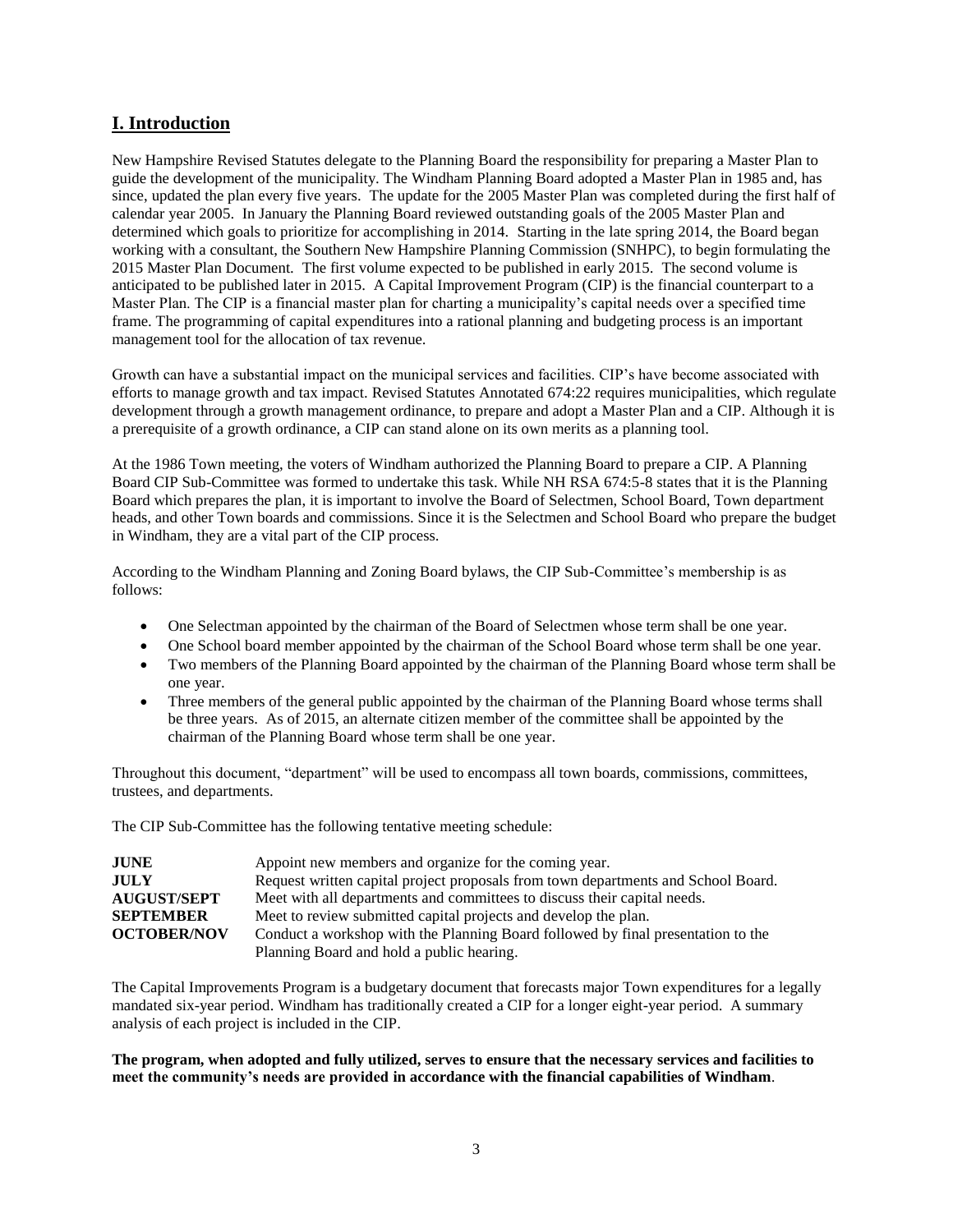## I. Introduction

New Hampshire Revised Statutes delegate to the Planning Board the responsibility for preparing a Master Plan to guide the development of the municipality. The Windham Planning Board adopted a Master Plan in 1985 and, has since, updated the plan every five years. The update for the 2005 Master Plan was completed during the first half of calendar year 2005. In January the Planning Board reviewed outstanding goals of the 2005 Master Plan and determined which goals to prioritize for accomplishing in 2014. Starting in the late spring 2014, the Board began working with a consultant, the Southern New Hampshire Planning Commission (SNHPC), to begin formulating the 2015 Master Plan Document. The first volume expected to be published in early 2015. The second volume is anticipated to be published later in 2015. A Capital Improvement Program (CIP) is the financial counterpart to a Master Plan. The CIP is a financial master plan for charting a municipality's capital needs over a specified time frame. The programming of capital expenditures into a rational planning and budgeting process is an important management tool for the allocation of tax revenue.

Growth can have a substantial impact on the municipal services and facilities. CIP's have become associated with efforts to manage growth and tax impact. Revised Statutes Annotated 674:22 requires municipalities, which regulate development through a growth management ordinance, to prepare and adopt a Master Plan and a CIP. Although it is a prerequisite of a growth ordinance, a CIP can stand alone on its own merits as a planning tool.

At the 1986 Town meeting, the voters of Windham authorized the Planning Board to prepare a CIP. A Planning Board CIP Sub-Committee was formed to undertake this task. While NH RSA 674:5-8 states that it is the Planning Board which prepares the plan, it is important to involve the Board of Selectmen, School Board, Town department heads, and other Town boards and commissions. Since it is the Selectmen and School Board who prepare the budget in Windham, they are a vital part of the CIP process.

According to the Windham Planning and Zoning Board bylaws, the CIP Sub-Committee's membership is as follows:

- One Selectman appointed by the chairman of the Board of Selectmen whose term shall be one year.
- One School board member appointed by the chairman of the School Board whose term shall be one year.
- Two members of the Planning Board appointed by the chairman of the Planning Board whose term shall be one year.
- Three members of the general public appointed by the chairman of the Planning Board whose terms shall be three years. As of 2015, an alternate citizen member of the committee shall be appointed by the chairman of the Planning Board whose term shall be one year.

Throughout this document, "department" will be used to encompass all town boards, commissions, committees, trustees, and departments.

The CIP Sub-Committee has the following tentative meeting schedule:

| | |
|---|---|
| **JUNE** | Appoint new members and organize for the coming year. |
| **JULY** | Request written capital project proposals from town departments and School Board. |
| **AUGUST/SEPT** | Meet with all departments and committees to discuss their capital needs. |
| **SEPTEMBER** | Meet to review submitted capital projects and develop the plan. |
| **OCTOBER/NOV** | Conduct a workshop with the Planning Board followed by final presentation to the Planning Board and hold a public hearing. |

The Capital Improvements Program is a budgetary document that forecasts major Town expenditures for a legally mandated six-year period. Windham has traditionally created a CIP for a longer eight-year period. A summary analysis of each project is included in the CIP.

**The program, when adopted and fully utilized, serves to ensure that the necessary services and facilities to meet the community's needs are provided in accordance with the financial capabilities of Windham**.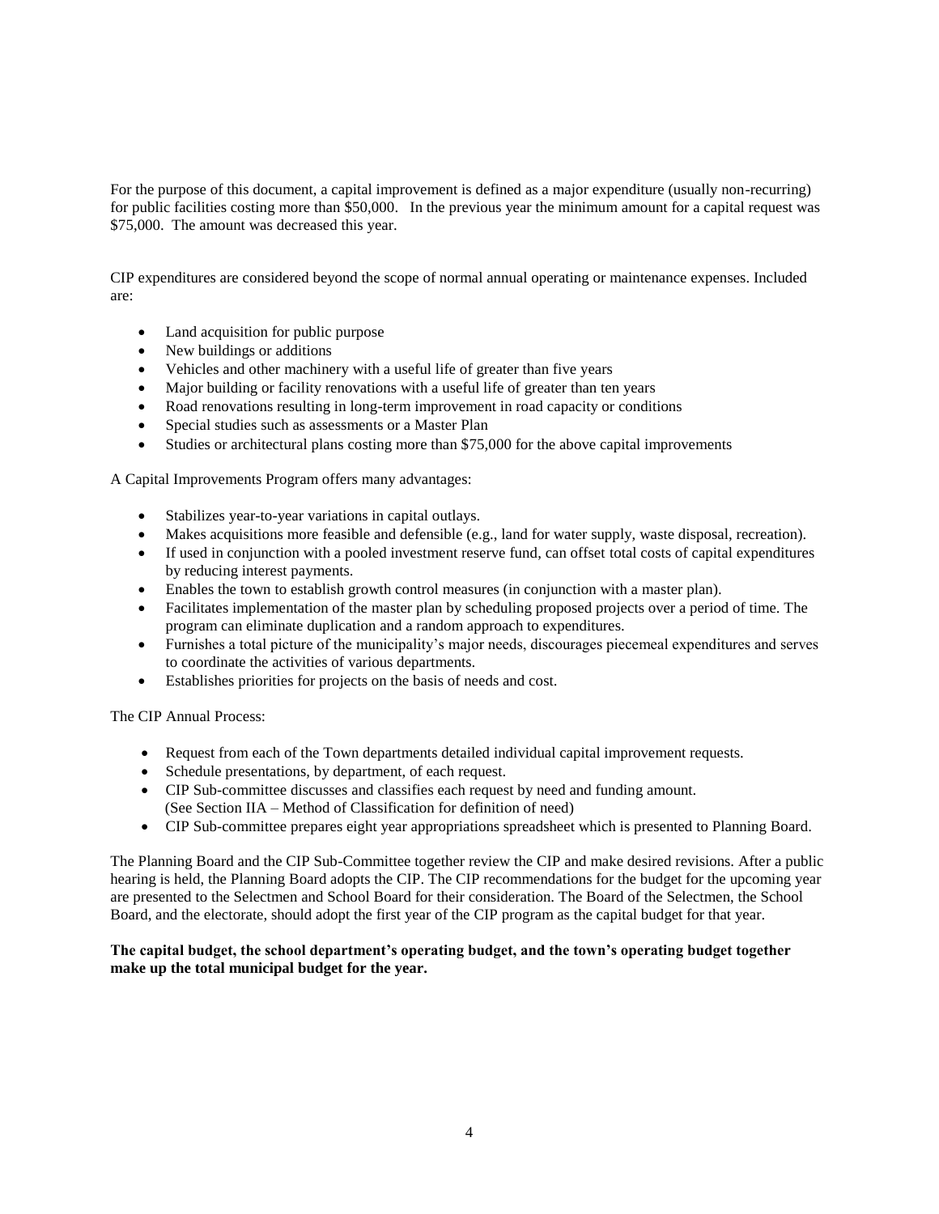For the purpose of this document, a capital improvement is defined as a major expenditure (usually non-recurring) for public facilities costing more than $50,000. In the previous year the minimum amount for a capital request was $75,000. The amount was decreased this year.

CIP expenditures are considered beyond the scope of normal annual operating or maintenance expenses. Included are:

- Land acquisition for public purpose
- New buildings or additions
- Vehicles and other machinery with a useful life of greater than five years
- Major building or facility renovations with a useful life of greater than ten years
- Road renovations resulting in long-term improvement in road capacity or conditions
- Special studies such as assessments or a Master Plan
- Studies or architectural plans costing more than $75,000 for the above capital improvements

A Capital Improvements Program offers many advantages:

- Stabilizes year-to-year variations in capital outlays.
- Makes acquisitions more feasible and defensible (e.g., land for water supply, waste disposal, recreation).
- If used in conjunction with a pooled investment reserve fund, can offset total costs of capital expenditures by reducing interest payments.
- Enables the town to establish growth control measures (in conjunction with a master plan).
- Facilitates implementation of the master plan by scheduling proposed projects over a period of time. The program can eliminate duplication and a random approach to expenditures.
- Furnishes a total picture of the municipality's major needs, discourages piecemeal expenditures and serves to coordinate the activities of various departments.
- Establishes priorities for projects on the basis of needs and cost.

The CIP Annual Process:

- Request from each of the Town departments detailed individual capital improvement requests.
- Schedule presentations, by department, of each request.
- CIP Sub-committee discusses and classifies each request by need and funding amount. (See Section IIA – Method of Classification for definition of need)
- CIP Sub-committee prepares eight year appropriations spreadsheet which is presented to Planning Board.

The Planning Board and the CIP Sub-Committee together review the CIP and make desired revisions. After a public hearing is held, the Planning Board adopts the CIP. The CIP recommendations for the budget for the upcoming year are presented to the Selectmen and School Board for their consideration. The Board of the Selectmen, the School Board, and the electorate, should adopt the first year of the CIP program as the capital budget for that year.

**The capital budget, the school department's operating budget, and the town's operating budget together make up the total municipal budget for the year.**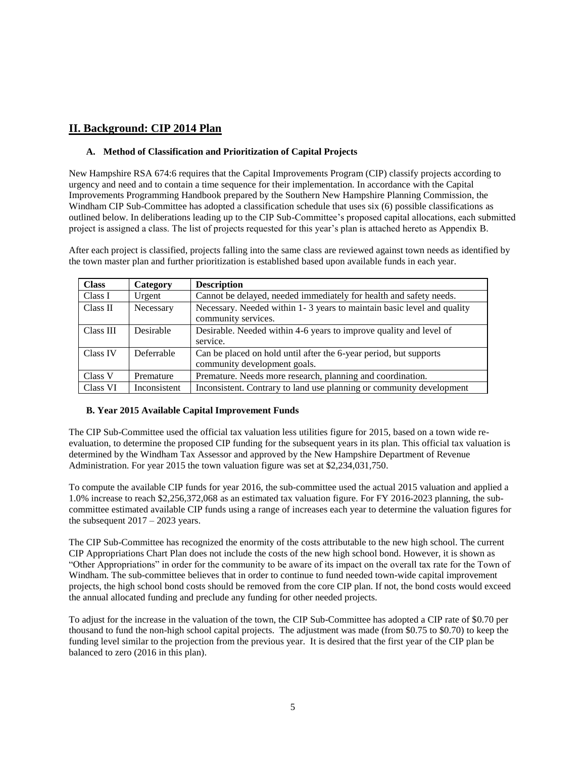## II. Background: CIP 2014 Plan

### A. Method of Classification and Prioritization of Capital Projects

New Hampshire RSA 674:6 requires that the Capital Improvements Program (CIP) classify projects according to urgency and need and to contain a time sequence for their implementation. In accordance with the Capital Improvements Programming Handbook prepared by the Southern New Hampshire Planning Commission, the Windham CIP Sub-Committee has adopted a classification schedule that uses six (6) possible classifications as outlined below. In deliberations leading up to the CIP Sub-Committee's proposed capital allocations, each submitted project is assigned a class. The list of projects requested for this year's plan is attached hereto as Appendix B.

After each project is classified, projects falling into the same class are reviewed against town needs as identified by the town master plan and further prioritization is established based upon available funds in each year.

| Class | Category | Description |
|---|---|---|
| Class I | Urgent | Cannot be delayed, needed immediately for health and safety needs. |
| Class II | Necessary | Necessary. Needed within 1- 3 years to maintain basic level and quality community services. |
| Class III | Desirable | Desirable. Needed within 4-6 years to improve quality and level of service. |
| Class IV | Deferrable | Can be placed on hold until after the 6-year period, but supports community development goals. |
| Class V | Premature | Premature. Needs more research, planning and coordination. |
| Class VI | Inconsistent | Inconsistent. Contrary to land use planning or community development |

### B. Year 2015 Available Capital Improvement Funds

The CIP Sub-Committee used the official tax valuation less utilities figure for 2015, based on a town wide re-evaluation, to determine the proposed CIP funding for the subsequent years in its plan. This official tax valuation is determined by the Windham Tax Assessor and approved by the New Hampshire Department of Revenue Administration. For year 2015 the town valuation figure was set at $2,234,031,750.

To compute the available CIP funds for year 2016, the sub-committee used the actual 2015 valuation and applied a 1.0% increase to reach $2,256,372,068 as an estimated tax valuation figure. For FY 2016-2023 planning, the sub-committee estimated available CIP funds using a range of increases each year to determine the valuation figures for the subsequent 2017 – 2023 years.

The CIP Sub-Committee has recognized the enormity of the costs attributable to the new high school. The current CIP Appropriations Chart Plan does not include the costs of the new high school bond. However, it is shown as "Other Appropriations" in order for the community to be aware of its impact on the overall tax rate for the Town of Windham. The sub-committee believes that in order to continue to fund needed town-wide capital improvement projects, the high school bond costs should be removed from the core CIP plan. If not, the bond costs would exceed the annual allocated funding and preclude any funding for other needed projects.

To adjust for the increase in the valuation of the town, the CIP Sub-Committee has adopted a CIP rate of $0.70 per thousand to fund the non-high school capital projects. The adjustment was made (from $0.75 to $0.70) to keep the funding level similar to the projection from the previous year. It is desired that the first year of the CIP plan be balanced to zero (2016 in this plan).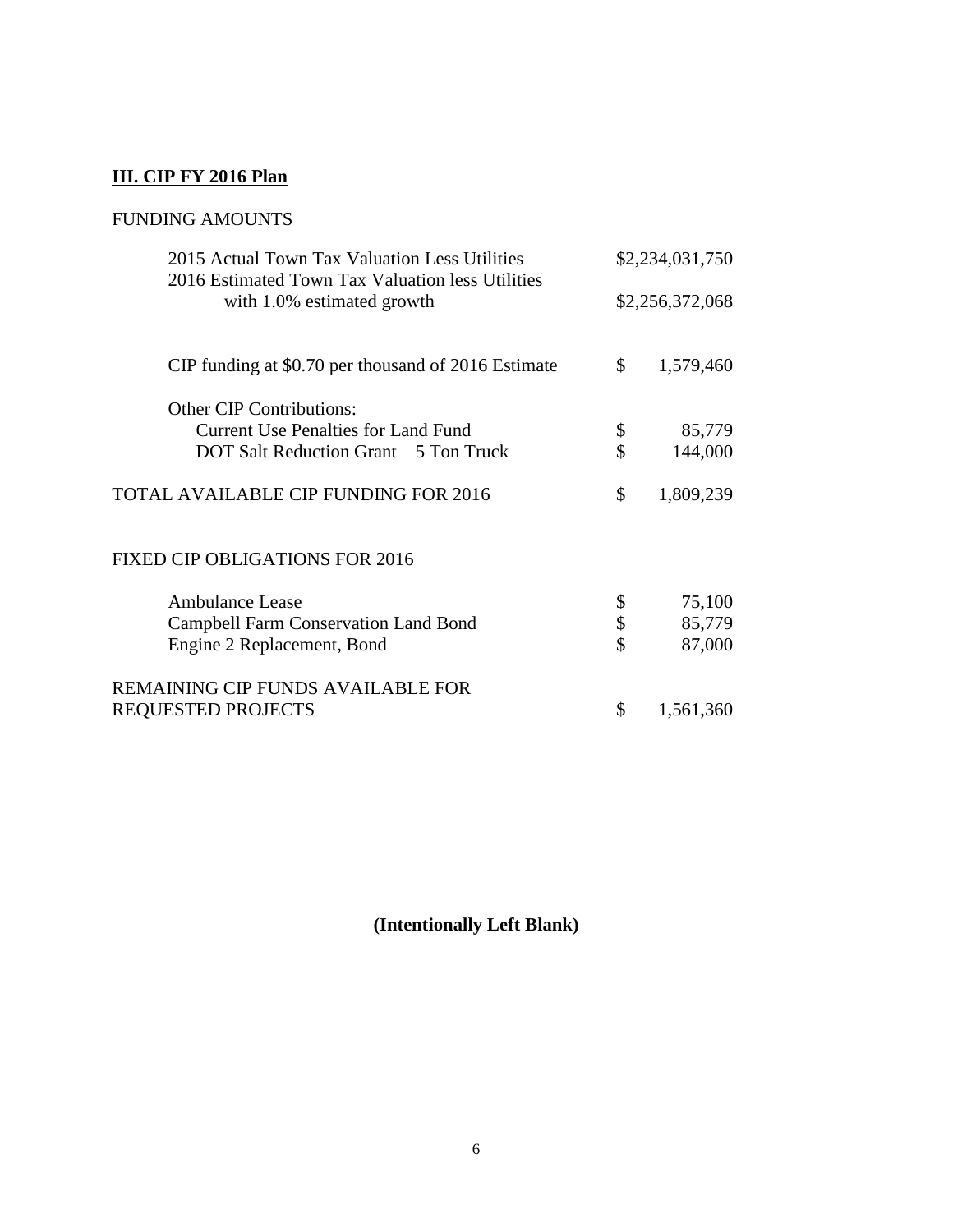## III. CIP FY 2016 Plan

FUNDING AMOUNTS

| | | |
|---|---|---|
| 2015 Actual Town Tax Valuation Less Utilities | | $2,234,031,750 |
| 2016 Estimated Town Tax Valuation less Utilities with 1.0% estimated growth | | $2,256,372,068 |
| CIP funding at $0.70 per thousand of 2016 Estimate | $ | 1,579,460 |
| Other CIP Contributions: | | |
| Current Use Penalties for Land Fund | $ | 85,779 |
| DOT Salt Reduction Grant – 5 Ton Truck | $ | 144,000 |
| TOTAL AVAILABLE CIP FUNDING FOR 2016 | $ | 1,809,239 |

FIXED CIP OBLIGATIONS FOR 2016

| | | |
|---|---|---|
| Ambulance Lease | $ | 75,100 |
| Campbell Farm Conservation Land Bond | $ | 85,779 |
| Engine 2 Replacement, Bond | $ | 87,000 |
| REMAINING CIP FUNDS AVAILABLE FOR REQUESTED PROJECTS | $ | 1,561,360 |

**(Intentionally Left Blank)**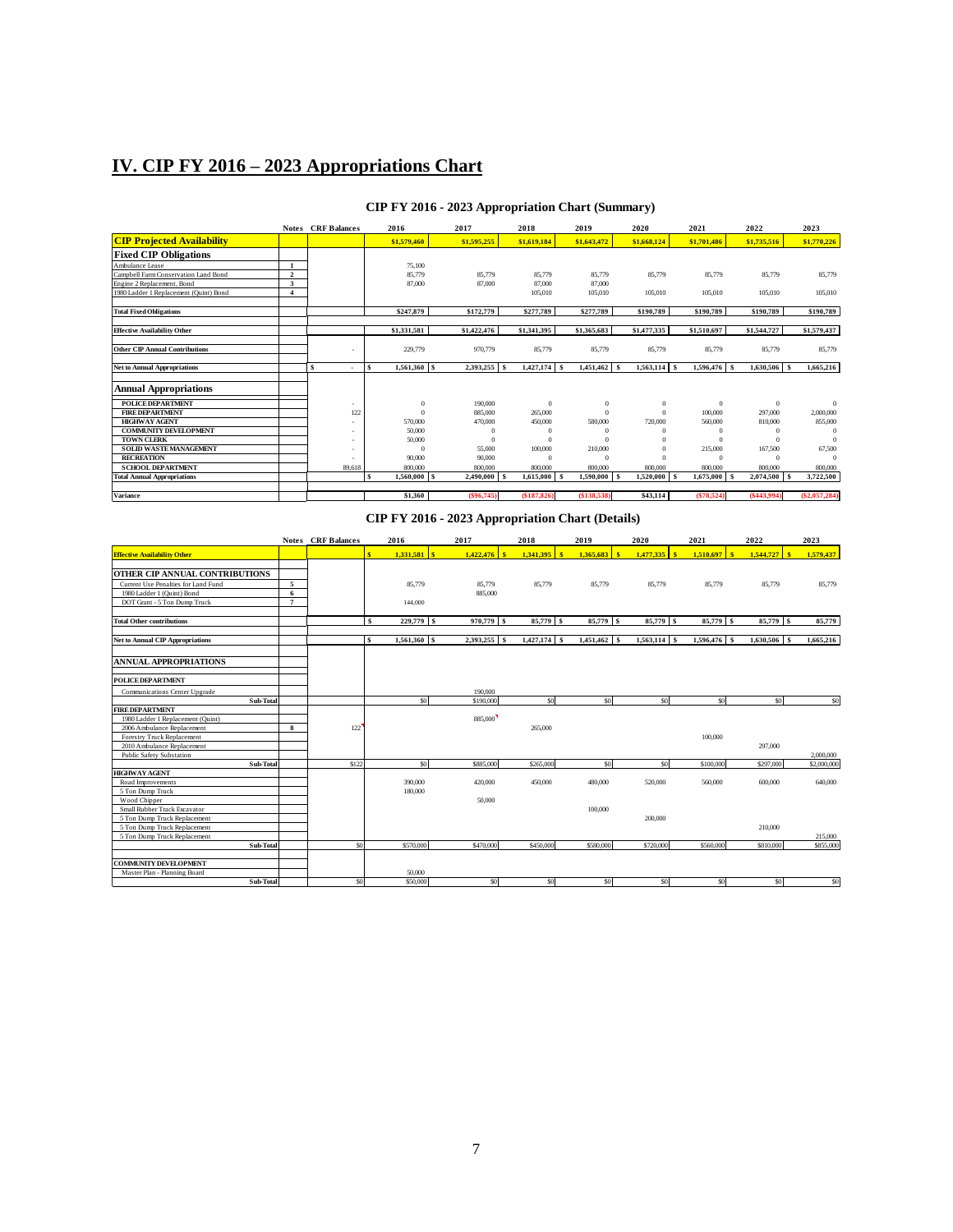# IV. CIP FY 2016 – 2023 Appropriations Chart

## CIP FY 2016 - 2023 Appropriation Chart (Summary)

| | Notes | CRF Balances | 2016 | 2017 | 2018 | 2019 | 2020 | 2021 | 2022 | 2023 |
|---|---|---|---|---|---|---|---|---|---|---|
| **CIP Projected Availability** | | | $1,579,460 | $1,595,255 | $1,619,184 | $1,643,472 | $1,668,124 | $1,701,486 | $1,735,516 | $1,770,226 |
| **Fixed CIP Obligations** | | | | | | | | | | |
| Ambulance Lease | 1 | | 75,100 | | | | | | | |
| Campbell Farm Conservation Land Bond | 2 | | 85,779 | 85,779 | 85,779 | 85,779 | 85,779 | 85,779 | 85,779 | 85,779 |
| Engine 2 Replacement, Bond | 3 | | 87,000 | 87,000 | 87,000 | 87,000 | | | | |
| 1980 Ladder 1 Replacement (Quint) Bond | 4 | | | | 105,010 | 105,010 | 105,010 | 105,010 | 105,010 | 105,010 |
| **Total Fixed Obligations** | | | $247,879 | $172,779 | $277,789 | $277,789 | $190,789 | $190,789 | $190,789 | $190,789 |
| **Effective Availability Other** | | | $1,331,581 | $1,422,476 | $1,341,395 | $1,365,683 | $1,477,335 | $1,510,697 | $1,544,727 | $1,579,437 |
| **Other CIP Annual Contributions** | | - | 229,779 | 970,779 | 85,779 | 85,779 | 85,779 | 85,779 | 85,779 | 85,779 |
| **Net to Annual Appropriations** | | $ - | $ 1,561,360 | $ 2,393,255 | $ 1,427,174 | $ 1,451,462 | $ 1,563,114 | $ 1,596,476 | $ 1,630,506 | $ 1,665,216 |
| **Annual Appropriations** | | | | | | | | | | |
| POLICE DEPARTMENT | | - | 0 | 190,000 | 0 | 0 | 0 | 0 | 0 | 0 |
| FIRE DEPARTMENT | | 122 | 0 | 885,000 | 265,000 | 0 | 0 | 100,000 | 297,000 | 2,000,000 |
| HIGHWAY AGENT | | - | 570,000 | 470,000 | 450,000 | 580,000 | 720,000 | 560,000 | 810,000 | 855,000 |
| COMMUNITY DEVELOPMENT | | - | 50,000 | 0 | 0 | 0 | 0 | 0 | 0 | 0 |
| TOWN CLERK | | - | 50,000 | 0 | 0 | 0 | 0 | 0 | 0 | 0 |
| SOLID WASTE MANAGEMENT | | - | 0 | 55,000 | 100,000 | 210,000 | 0 | 215,000 | 167,500 | 67,500 |
| RECREATION | | - | 90,000 | 90,000 | 0 | 0 | 0 | 0 | 0 | 0 |
| SCHOOL DEPARTMENT | | 89,618 | 800,000 | 800,000 | 800,000 | 800,000 | 800,000 | 800,000 | 800,000 | 800,000 |
| **Total Annual Appropriations** | | | $ 1,560,000 | $ 2,490,000 | $ 1,615,000 | $ 1,590,000 | $ 1,520,000 | $ 1,675,000 | $ 2,074,500 | $ 3,722,500 |
| **Variance** | | | $1,360 | ($96,745) | ($187,826) | ($138,538) | $43,114 | ($78,524) | ($443,994) | ($2,057,284) |

## CIP FY 2016 - 2023 Appropriation Chart (Details)

| | Notes | CRF Balances | 2016 | 2017 | 2018 | 2019 | 2020 | 2021 | 2022 | 2023 |
|---|---|---|---|---|---|---|---|---|---|---|
| **Effective Availability Other** | | | $ 1,331,581 | $ 1,422,476 | $ 1,341,395 | $ 1,365,683 | $ 1,477,335 | $ 1,510,697 | $ 1,544,727 | $ 1,579,437 |
| **OTHER CIP ANNUAL CONTRIBUTIONS** | | | | | | | | | | |
| Current Use Penalties for Land Fund | 5 | | 85,779 | 85,779 | 85,779 | 85,779 | 85,779 | 85,779 | 85,779 | 85,779 |
| 1980 Ladder 1 (Quint) Bond | 6 | | | 885,000 | | | | | | |
| DOT Grant - 5 Ton Dump Truck | 7 | | 144,000 | | | | | | | |
| **Total Other contributions** | | | $ 229,779 | $ 970,779 | $ 85,779 | $ 85,779 | $ 85,779 | $ 85,779 | $ 85,779 | $ 85,779 |
| **Net to Annual CIP Appropriations** | | | $ 1,561,360 | $ 2,393,255 | $ 1,427,174 | $ 1,451,462 | $ 1,563,114 | $ 1,596,476 | $ 1,630,506 | $ 1,665,216 |
| **ANNUAL APPROPRIATIONS** | | | | | | | | | | |
| **POLICE DEPARTMENT** | | | | | | | | | | |
| Communications Center Upgrade | | | | 190,000 | | | | | | |
| Sub-Total | | | $0 | $190,000 | $0 | $0 | $0 | $0 | $0 | $0 |
| **FIRE DEPARTMENT** | | | | | | | | | | |
| 1980 Ladder 1 Replacement (Quint) | | | | 885,000 | | | | | | |
| 2006 Ambulance Replacement | 8 | 122 | | | 265,000 | | | | | |
| Forestry Truck Replacement | | | | | | | | 100,000 | | |
| 2010 Ambulance Replacement | | | | | | | | | 297,000 | |
| Public Safety Substation | | | | | | | | | | 2,000,000 |
| Sub-Total | | $122 | $0 | $885,000 | $265,000 | $0 | $0 | $100,000 | $297,000 | $2,000,000 |
| **HIGHWAY AGENT** | | | | | | | | | | |
| Road Improvements | | | 390,000 | 420,000 | 450,000 | 480,000 | 520,000 | 560,000 | 600,000 | 640,000 |
| 5 Ton Dump Truck | | | 180,000 | | | | | | | |
| Wood Chipper | | | | 50,000 | | | | | | |
| Small Rubber Track Excavator | | | | | | 100,000 | | | | |
| 5 Ton Dump Truck Replacement | | | | | | | 200,000 | | | |
| 5 Ton Dump Truck Replacement | | | | | | | | | 210,000 | |
| 5 Ton Dump Truck Replacement | | | | | | | | | | 215,000 |
| Sub-Total | | $0 | $570,000 | $470,000 | $450,000 | $580,000 | $720,000 | $560,000 | $810,000 | $855,000 |
| **COMMUNITY DEVELOPMENT** | | | | | | | | | | |
| Master Plan - Planning Board | | | 50,000 | | | | | | | |
| Sub-Total | | $0 | $50,000 | $0 | $0 | $0 | $0 | $0 | $0 | $0 |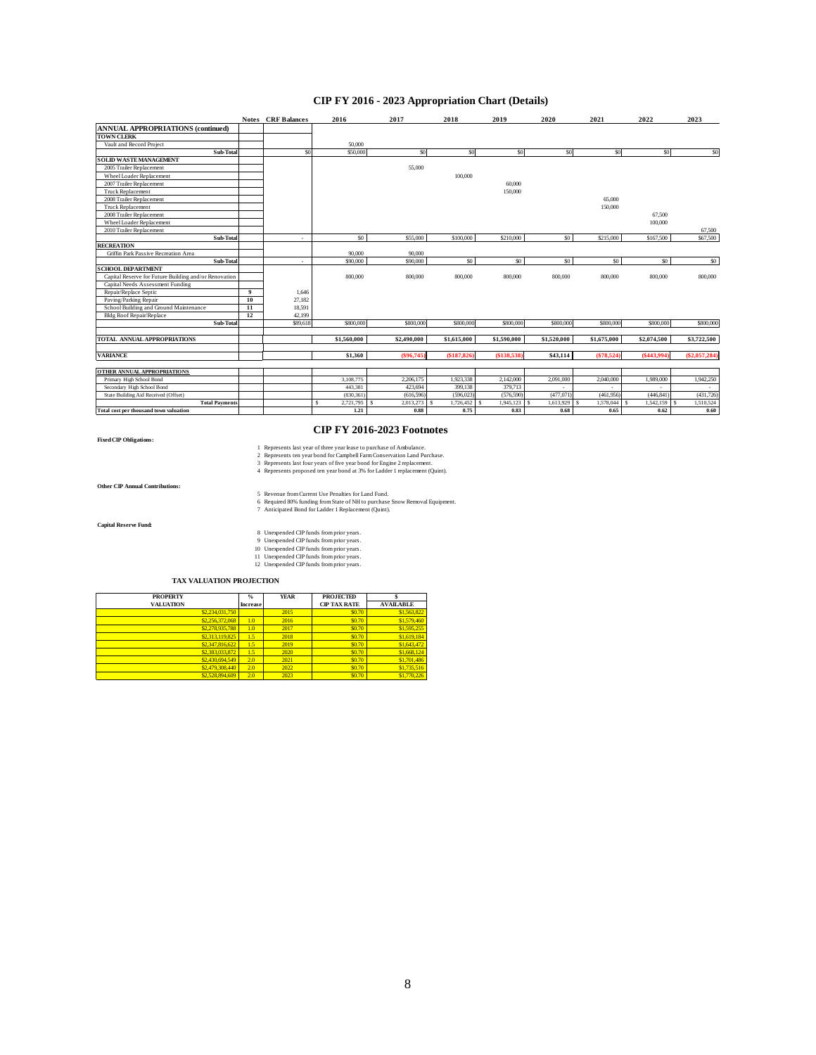# CIP FY 2016 - 2023 Appropriation Chart (Details)

| | Notes | CRF Balances | 2016 | 2017 | 2018 | 2019 | 2020 | 2021 | 2022 | 2023 |
|---|---|---|---|---|---|---|---|---|---|---|
| **ANNUAL APPROPRIATIONS (continued)** | | | | | | | | | | |
| **TOWN CLERK** | | | | | | | | | | |
| Vault and Record Project | | | 50,000 | | | | | | | |
| **Sub-Total** | | $0 | $50,000 | $0 | $0 | $0 | $0 | $0 | $0 | $0 |
| **SOLID WASTE MANAGEMENT** | | | | | | | | | | |
| 2005 Trailer Replacement | | | | 55,000 | | | | | | |
| Wheel Loader Replacement | | | | | 100,000 | | | | | |
| 2007 Trailer Replacement | | | | | | 60,000 | | | | |
| Truck Replacement | | | | | | 150,000 | | | | |
| 2008 Trailer Replacement | | | | | | | | 65,000 | | |
| Truck Replacement | | | | | | | | 150,000 | | |
| 2008 Trailer Replacement | | | | | | | | | 67,500 | |
| Wheel Loader Replacement | | | | | | | | | 100,000 | |
| 2010 Trailer Replacement | | | | | | | | | | 67,500 |
| **Sub-Total** | | - | $0 | $55,000 | $100,000 | $210,000 | $0 | $215,000 | $167,500 | $67,500 |
| **RECREATION** | | | | | | | | | | |
| Griffin Park Passive Recreation Area | | | 90,000 | 90,000 | | | | | | |
| **Sub-Total** | | - | $90,000 | $90,000 | $0 | $0 | $0 | $0 | $0 | $0 |
| **SCHOOL DEPARTMENT** | | | | | | | | | | |
| Capital Reserve for Future Building and/or Renovation | | | 800,000 | 800,000 | 800,000 | 800,000 | 800,000 | 800,000 | 800,000 | 800,000 |
| Capital Needs Assessment Funding | | | | | | | | | | |
| Repair/Replace Septic | 9 | 1,646 | | | | | | | | |
| Paving/Parking Repair | 10 | 27,182 | | | | | | | | |
| School Building and Ground Maintenance | 11 | 18,591 | | | | | | | | |
| Bldg Roof Repair/Replace | 12 | 42,199 | | | | | | | | |
| **Sub-Total** | | $89,618 | $800,000 | $800,000 | $800,000 | $800,000 | $800,000 | $800,000 | $800,000 | $800,000 |
| **TOTAL ANNUAL APPROPRIATIONS** | | | **$1,560,000** | **$2,490,000** | **$1,615,000** | **$1,590,000** | **$1,520,000** | **$1,675,000** | **$2,074,500** | **$3,722,500** |
| **VARIANCE** | | | **$1,360** | **($96,745)** | **($187,826)** | **($138,538)** | **$43,114** | **($78,524)** | **($443,994)** | **($2,057,284)** |
| **OTHER ANNUAL APPROPRIATIONS** | | | | | | | | | | |
| Primary High School Bond | | | 3,108,775 | 2,206,175 | 1,923,338 | 2,142,000 | 2,091,000 | 2,040,000 | 1,989,000 | 1,942,250 |
| Secondary High School Bond | | | 443,381 | 423,694 | 399,138 | 379,713 | - | - | - | - |
| State Building Aid Received (Offset) | | | (830,361) | (616,596) | (596,023) | (576,590) | (477,071) | (461,956) | (446,841) | (431,726) |
| **Total Payments** | | | $ 2,721,795 | $ 2,013,273 | $ 1,726,452 | $ 1,945,123 | $ 1,613,929 | $ 1,578,044 | $ 1,542,159 | $ 1,510,524 |
| **Total cost per thousand town valuation** | | | **1.21** | **0.88** | **0.75** | **0.83** | **0.68** | **0.65** | **0.62** | **0.60** |

## CIP FY 2016-2023 Footnotes

**Fixed CIP Obligations:**

1. Represents last year of three year lease to purchase of Ambulance.
2. Represents ten year bond for Campbell Farm Conservation Land Purchase.
3. Represents last four years of five year bond for Engine 2 replacement.
4. Represents proposed ten year bond at 3% for Ladder 1 replacement (Quint).

**Other CIP Annual Contributions:**

5. Revenue from Current Use Penalties for Land Fund.
6. Required 80% funding from State of NH to purchase Snow Removal Equipment.
7. Anticipated Bond for Ladder 1 Replacement (Quint).

**Capital Reserve Fund:**

8. Unexpended CIP funds from prior years.
9. Unexpended CIP funds from prior years.
10. Unexpended CIP funds from prior years.
11. Unexpended CIP funds from prior years.
12. Unexpended CIP funds from prior years.

### TAX VALUATION PROJECTION

| PROPERTY VALUATION | % Increase | YEAR | PROJECTED CIP TAX RATE | $ AVAILABLE |
|---|---|---|---|---|
| $2,234,031,750 | | 2015 | $0.70 | $1,563,822 |
| $2,256,372,068 | 1.0 | 2016 | $0.70 | $1,579,460 |
| $2,278,935,788 | 1.0 | 2017 | $0.70 | $1,595,255 |
| $2,313,119,825 | 1.5 | 2018 | $0.70 | $1,619,184 |
| $2,347,816,622 | 1.5 | 2019 | $0.70 | $1,643,472 |
| $2,383,033,872 | 1.5 | 2020 | $0.70 | $1,668,124 |
| $2,430,694,549 | 2.0 | 2021 | $0.70 | $1,701,486 |
| $2,479,308,440 | 2.0 | 2022 | $0.70 | $1,735,516 |
| $2,528,894,609 | 2.0 | 2023 | $0.70 | $1,770,226 |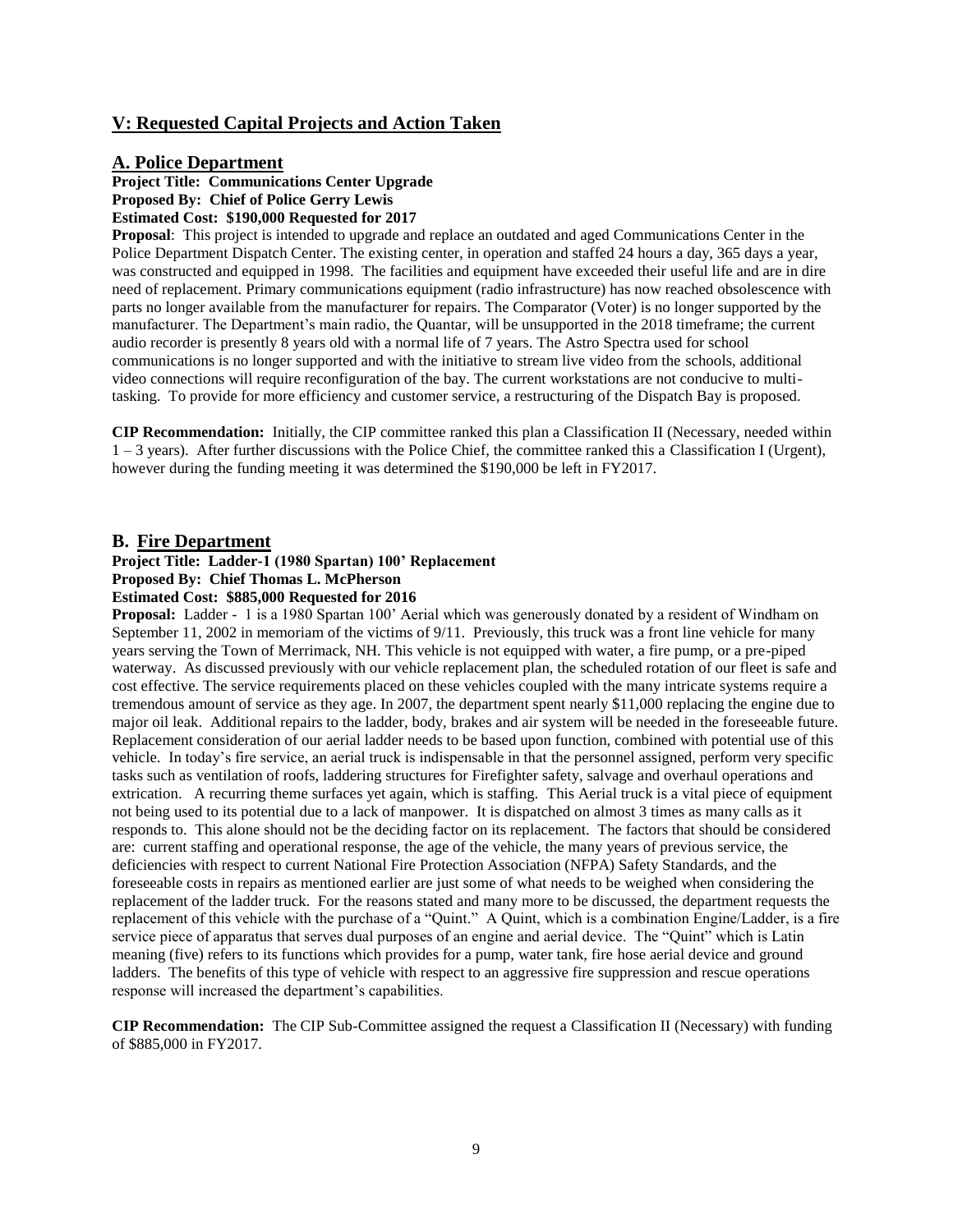## V: Requested Capital Projects and Action Taken

### A. Police Department

**Project Title: Communications Center Upgrade**
**Proposed By: Chief of Police Gerry Lewis**
**Estimated Cost: $190,000 Requested for 2017**

**Proposal**: This project is intended to upgrade and replace an outdated and aged Communications Center in the Police Department Dispatch Center. The existing center, in operation and staffed 24 hours a day, 365 days a year, was constructed and equipped in 1998. The facilities and equipment have exceeded their useful life and are in dire need of replacement. Primary communications equipment (radio infrastructure) has now reached obsolescence with parts no longer available from the manufacturer for repairs. The Comparator (Voter) is no longer supported by the manufacturer. The Department's main radio, the Quantar, will be unsupported in the 2018 timeframe; the current audio recorder is presently 8 years old with a normal life of 7 years. The Astro Spectra used for school communications is no longer supported and with the initiative to stream live video from the schools, additional video connections will require reconfiguration of the bay. The current workstations are not conducive to multi-tasking. To provide for more efficiency and customer service, a restructuring of the Dispatch Bay is proposed.

**CIP Recommendation:** Initially, the CIP committee ranked this plan a Classification II (Necessary, needed within 1 – 3 years). After further discussions with the Police Chief, the committee ranked this a Classification I (Urgent), however during the funding meeting it was determined the $190,000 be left in FY2017.

### B. Fire Department

**Project Title: Ladder-1 (1980 Spartan) 100' Replacement**
**Proposed By: Chief Thomas L. McPherson**
**Estimated Cost: $885,000 Requested for 2016**

**Proposal:** Ladder - 1 is a 1980 Spartan 100' Aerial which was generously donated by a resident of Windham on September 11, 2002 in memoriam of the victims of 9/11. Previously, this truck was a front line vehicle for many years serving the Town of Merrimack, NH. This vehicle is not equipped with water, a fire pump, or a pre-piped waterway. As discussed previously with our vehicle replacement plan, the scheduled rotation of our fleet is safe and cost effective. The service requirements placed on these vehicles coupled with the many intricate systems require a tremendous amount of service as they age. In 2007, the department spent nearly $11,000 replacing the engine due to major oil leak. Additional repairs to the ladder, body, brakes and air system will be needed in the foreseeable future. Replacement consideration of our aerial ladder needs to be based upon function, combined with potential use of this vehicle. In today's fire service, an aerial truck is indispensable in that the personnel assigned, perform very specific tasks such as ventilation of roofs, laddering structures for Firefighter safety, salvage and overhaul operations and extrication. A recurring theme surfaces yet again, which is staffing. This Aerial truck is a vital piece of equipment not being used to its potential due to a lack of manpower. It is dispatched on almost 3 times as many calls as it responds to. This alone should not be the deciding factor on its replacement. The factors that should be considered are: current staffing and operational response, the age of the vehicle, the many years of previous service, the deficiencies with respect to current National Fire Protection Association (NFPA) Safety Standards, and the foreseeable costs in repairs as mentioned earlier are just some of what needs to be weighed when considering the replacement of the ladder truck. For the reasons stated and many more to be discussed, the department requests the replacement of this vehicle with the purchase of a "Quint." A Quint, which is a combination Engine/Ladder, is a fire service piece of apparatus that serves dual purposes of an engine and aerial device. The "Quint" which is Latin meaning (five) refers to its functions which provides for a pump, water tank, fire hose aerial device and ground ladders. The benefits of this type of vehicle with respect to an aggressive fire suppression and rescue operations response will increased the department's capabilities.

**CIP Recommendation:** The CIP Sub-Committee assigned the request a Classification II (Necessary) with funding of $885,000 in FY2017.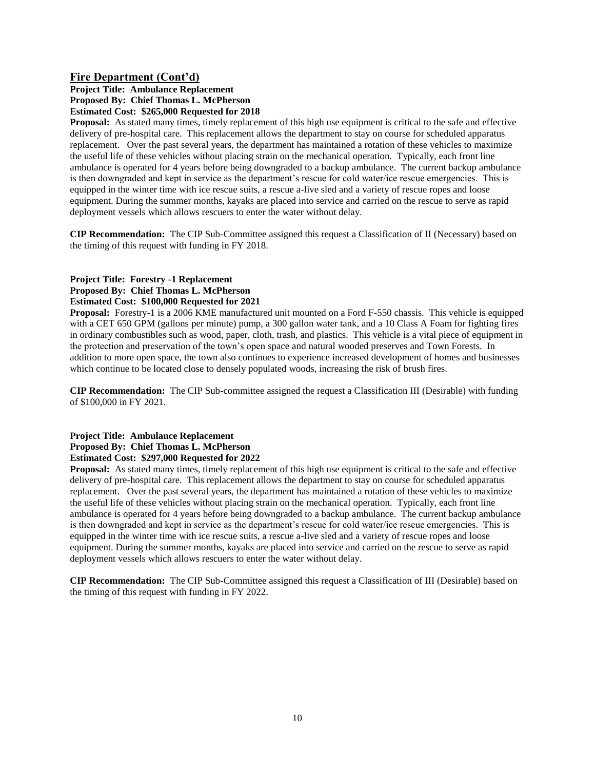## Fire Department (Cont'd)

**Project Title: Ambulance Replacement**
**Proposed By: Chief Thomas L. McPherson**
**Estimated Cost: $265,000 Requested for 2018**

**Proposal:** As stated many times, timely replacement of this high use equipment is critical to the safe and effective delivery of pre-hospital care. This replacement allows the department to stay on course for scheduled apparatus replacement. Over the past several years, the department has maintained a rotation of these vehicles to maximize the useful life of these vehicles without placing strain on the mechanical operation. Typically, each front line ambulance is operated for 4 years before being downgraded to a backup ambulance. The current backup ambulance is then downgraded and kept in service as the department's rescue for cold water/ice rescue emergencies. This is equipped in the winter time with ice rescue suits, a rescue a-live sled and a variety of rescue ropes and loose equipment. During the summer months, kayaks are placed into service and carried on the rescue to serve as rapid deployment vessels which allows rescuers to enter the water without delay.

**CIP Recommendation:** The CIP Sub-Committee assigned this request a Classification of II (Necessary) based on the timing of this request with funding in FY 2018.

**Project Title: Forestry -1 Replacement**
**Proposed By: Chief Thomas L. McPherson**
**Estimated Cost: $100,000 Requested for 2021**

**Proposal:** Forestry-1 is a 2006 KME manufactured unit mounted on a Ford F-550 chassis. This vehicle is equipped with a CET 650 GPM (gallons per minute) pump, a 300 gallon water tank, and a 10 Class A Foam for fighting fires in ordinary combustibles such as wood, paper, cloth, trash, and plastics. This vehicle is a vital piece of equipment in the protection and preservation of the town's open space and natural wooded preserves and Town Forests. In addition to more open space, the town also continues to experience increased development of homes and businesses which continue to be located close to densely populated woods, increasing the risk of brush fires.

**CIP Recommendation:** The CIP Sub-committee assigned the request a Classification III (Desirable) with funding of $100,000 in FY 2021.

**Project Title: Ambulance Replacement**
**Proposed By: Chief Thomas L. McPherson**
**Estimated Cost: $297,000 Requested for 2022**

**Proposal:** As stated many times, timely replacement of this high use equipment is critical to the safe and effective delivery of pre-hospital care. This replacement allows the department to stay on course for scheduled apparatus replacement. Over the past several years, the department has maintained a rotation of these vehicles to maximize the useful life of these vehicles without placing strain on the mechanical operation. Typically, each front line ambulance is operated for 4 years before being downgraded to a backup ambulance. The current backup ambulance is then downgraded and kept in service as the department's rescue for cold water/ice rescue emergencies. This is equipped in the winter time with ice rescue suits, a rescue a-live sled and a variety of rescue ropes and loose equipment. During the summer months, kayaks are placed into service and carried on the rescue to serve as rapid deployment vessels which allows rescuers to enter the water without delay.

**CIP Recommendation:** The CIP Sub-Committee assigned this request a Classification of III (Desirable) based on the timing of this request with funding in FY 2022.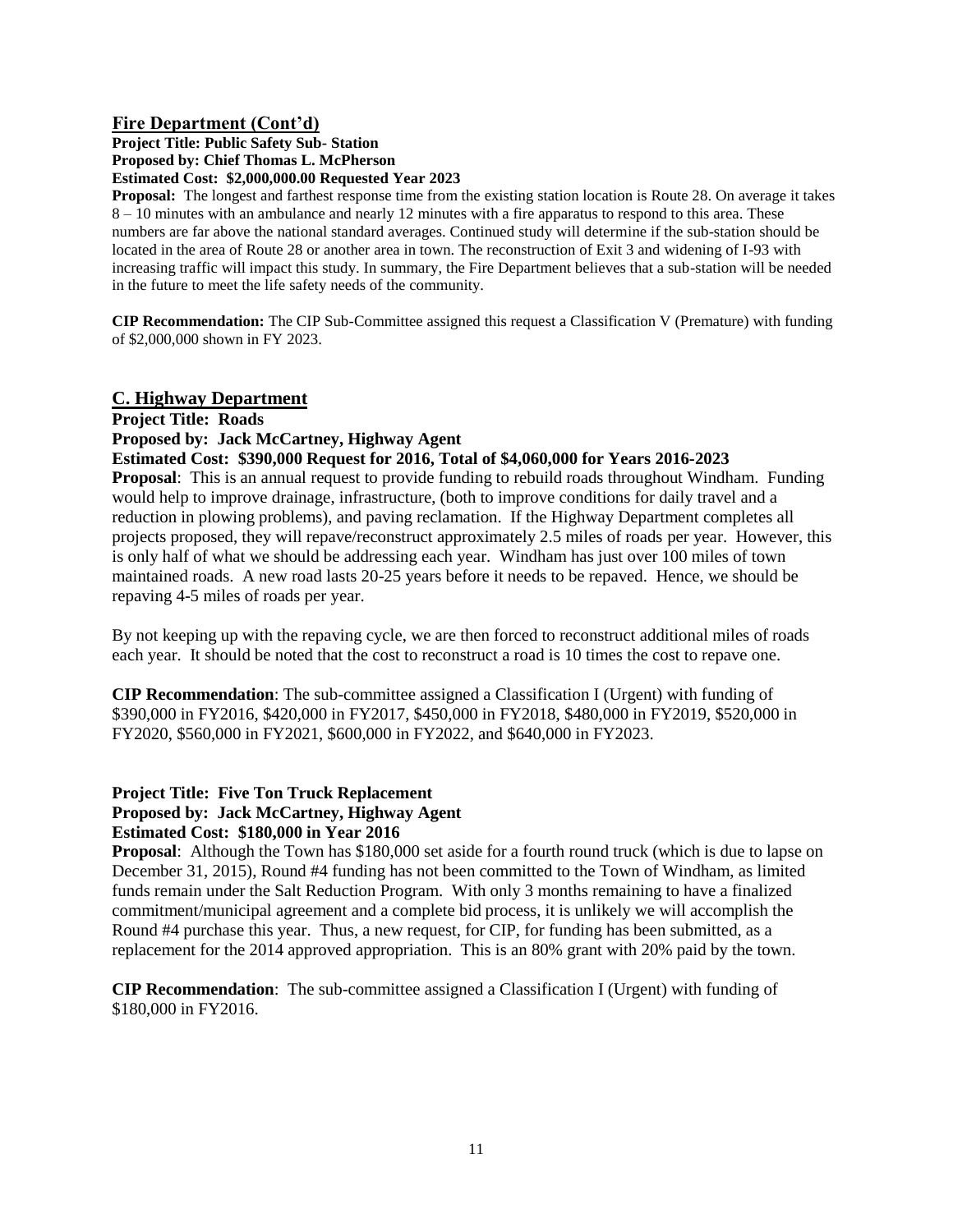## Fire Department (Cont'd)

**Project Title: Public Safety Sub- Station**
**Proposed by: Chief Thomas L. McPherson**
**Estimated Cost: $2,000,000.00 Requested Year 2023**

**Proposal:** The longest and farthest response time from the existing station location is Route 28. On average it takes 8 – 10 minutes with an ambulance and nearly 12 minutes with a fire apparatus to respond to this area. These numbers are far above the national standard averages. Continued study will determine if the sub-station should be located in the area of Route 28 or another area in town. The reconstruction of Exit 3 and widening of I-93 with increasing traffic will impact this study. In summary, the Fire Department believes that a sub-station will be needed in the future to meet the life safety needs of the community.

**CIP Recommendation:** The CIP Sub-Committee assigned this request a Classification V (Premature) with funding of $2,000,000 shown in FY 2023.

## C. Highway Department

**Project Title: Roads**
**Proposed by: Jack McCartney, Highway Agent**
**Estimated Cost: $390,000 Request for 2016, Total of $4,060,000 for Years 2016-2023**

**Proposal**: This is an annual request to provide funding to rebuild roads throughout Windham. Funding would help to improve drainage, infrastructure, (both to improve conditions for daily travel and a reduction in plowing problems), and paving reclamation. If the Highway Department completes all projects proposed, they will repave/reconstruct approximately 2.5 miles of roads per year. However, this is only half of what we should be addressing each year. Windham has just over 100 miles of town maintained roads. A new road lasts 20-25 years before it needs to be repaved. Hence, we should be repaving 4-5 miles of roads per year.

By not keeping up with the repaving cycle, we are then forced to reconstruct additional miles of roads each year. It should be noted that the cost to reconstruct a road is 10 times the cost to repave one.

**CIP Recommendation**: The sub-committee assigned a Classification I (Urgent) with funding of $390,000 in FY2016, $420,000 in FY2017, $450,000 in FY2018, $480,000 in FY2019, $520,000 in FY2020, $560,000 in FY2021, $600,000 in FY2022, and $640,000 in FY2023.

**Project Title: Five Ton Truck Replacement**
**Proposed by: Jack McCartney, Highway Agent**
**Estimated Cost: $180,000 in Year 2016**

**Proposal**: Although the Town has $180,000 set aside for a fourth round truck (which is due to lapse on December 31, 2015), Round #4 funding has not been committed to the Town of Windham, as limited funds remain under the Salt Reduction Program. With only 3 months remaining to have a finalized commitment/municipal agreement and a complete bid process, it is unlikely we will accomplish the Round #4 purchase this year. Thus, a new request, for CIP, for funding has been submitted, as a replacement for the 2014 approved appropriation. This is an 80% grant with 20% paid by the town.

**CIP Recommendation**: The sub-committee assigned a Classification I (Urgent) with funding of $180,000 in FY2016.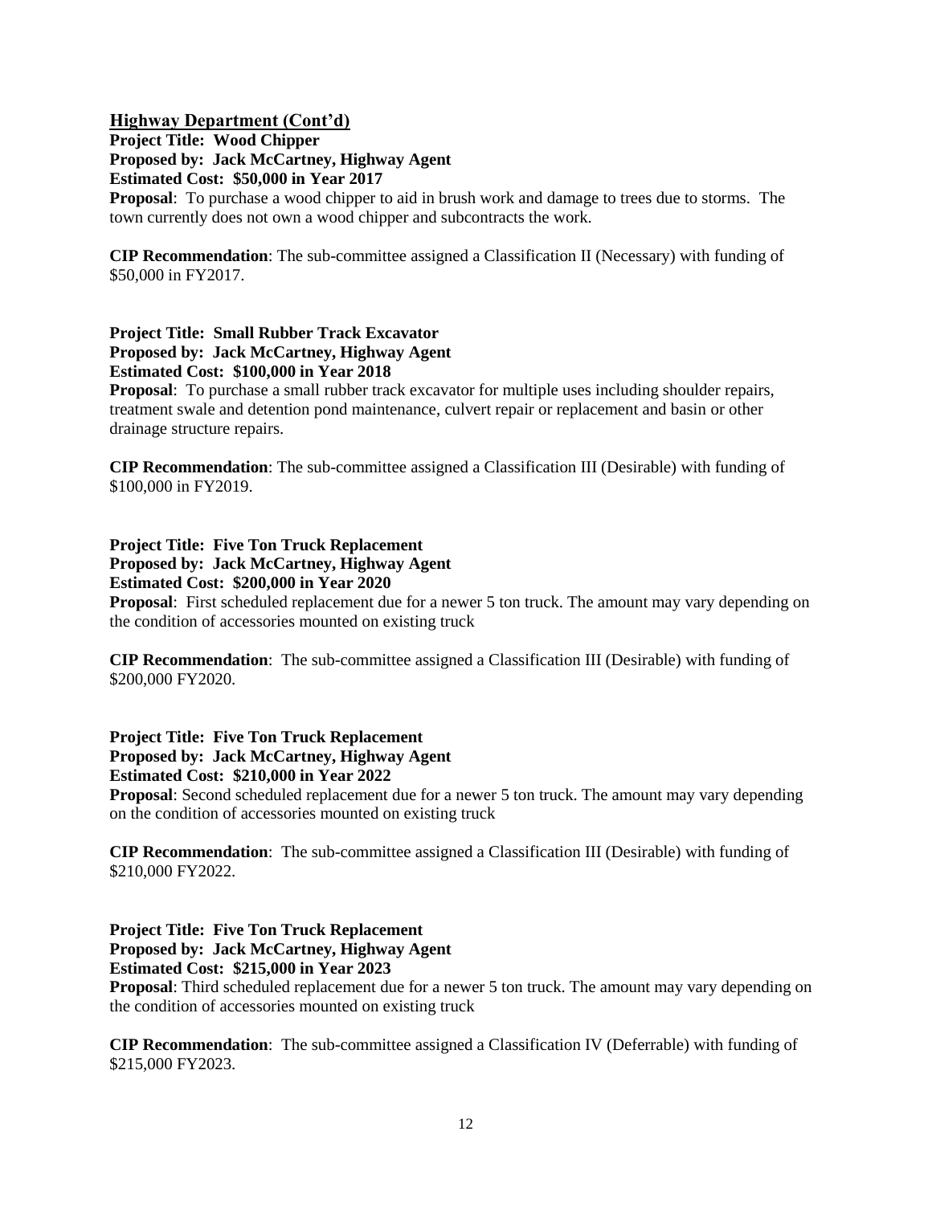## Highway Department (Cont'd)

**Project Title: Wood Chipper**
**Proposed by: Jack McCartney, Highway Agent**
**Estimated Cost: $50,000 in Year 2017**
**Proposal**: To purchase a wood chipper to aid in brush work and damage to trees due to storms. The town currently does not own a wood chipper and subcontracts the work.

**CIP Recommendation**: The sub-committee assigned a Classification II (Necessary) with funding of $50,000 in FY2017.

**Project Title: Small Rubber Track Excavator**
**Proposed by: Jack McCartney, Highway Agent**
**Estimated Cost: $100,000 in Year 2018**
**Proposal**: To purchase a small rubber track excavator for multiple uses including shoulder repairs, treatment swale and detention pond maintenance, culvert repair or replacement and basin or other drainage structure repairs.

**CIP Recommendation**: The sub-committee assigned a Classification III (Desirable) with funding of $100,000 in FY2019.

**Project Title: Five Ton Truck Replacement**
**Proposed by: Jack McCartney, Highway Agent**
**Estimated Cost: $200,000 in Year 2020**
**Proposal**: First scheduled replacement due for a newer 5 ton truck. The amount may vary depending on the condition of accessories mounted on existing truck

**CIP Recommendation**: The sub-committee assigned a Classification III (Desirable) with funding of $200,000 FY2020.

**Project Title: Five Ton Truck Replacement**
**Proposed by: Jack McCartney, Highway Agent**
**Estimated Cost: $210,000 in Year 2022**
**Proposal**: Second scheduled replacement due for a newer 5 ton truck. The amount may vary depending on the condition of accessories mounted on existing truck

**CIP Recommendation**: The sub-committee assigned a Classification III (Desirable) with funding of $210,000 FY2022.

**Project Title: Five Ton Truck Replacement**
**Proposed by: Jack McCartney, Highway Agent**
**Estimated Cost: $215,000 in Year 2023**
**Proposal**: Third scheduled replacement due for a newer 5 ton truck. The amount may vary depending on the condition of accessories mounted on existing truck

**CIP Recommendation**: The sub-committee assigned a Classification IV (Deferrable) with funding of $215,000 FY2023.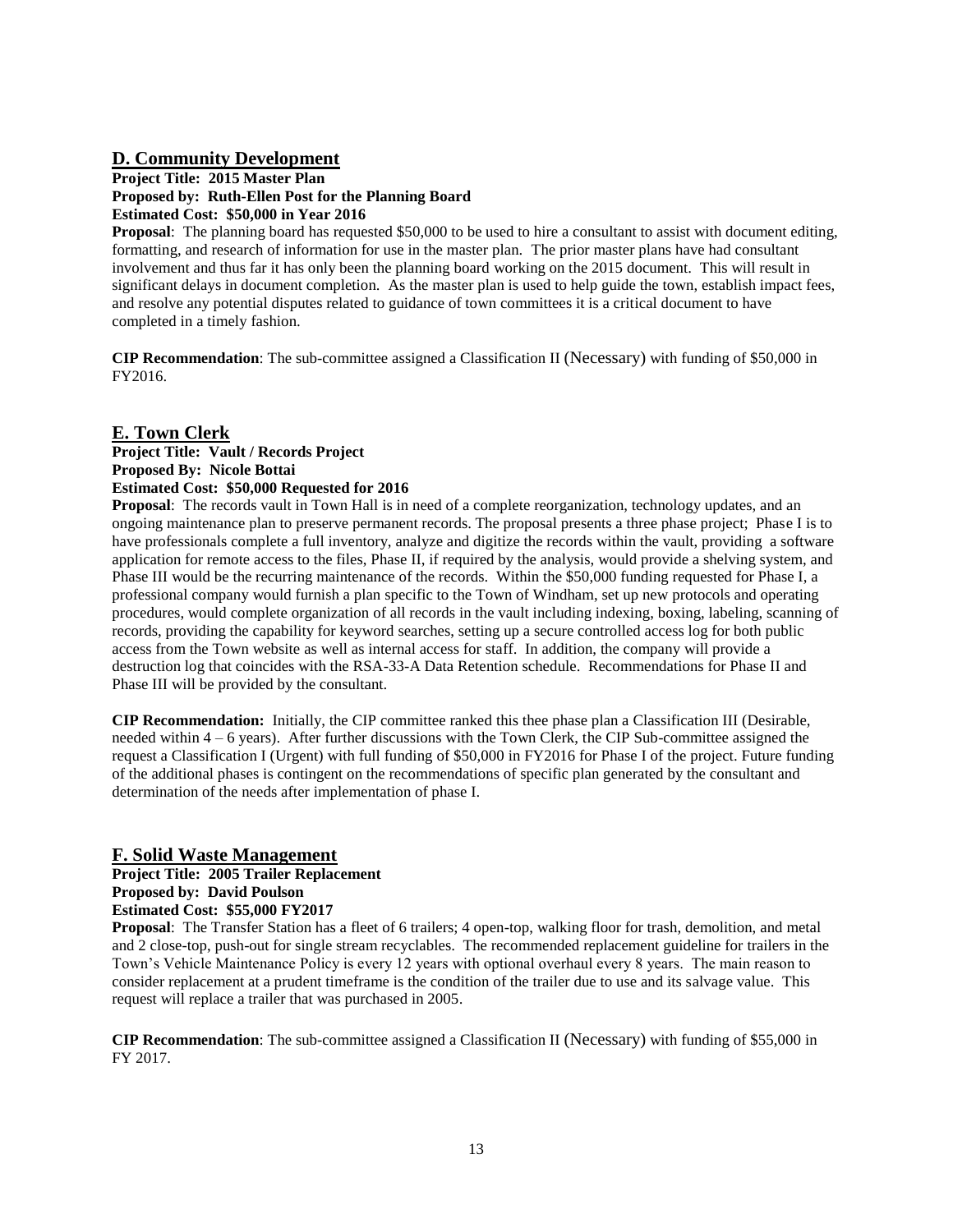## D. Community Development

**Project Title: 2015 Master Plan**
**Proposed by: Ruth-Ellen Post for the Planning Board**
**Estimated Cost: $50,000 in Year 2016**

**Proposal**: The planning board has requested $50,000 to be used to hire a consultant to assist with document editing, formatting, and research of information for use in the master plan. The prior master plans have had consultant involvement and thus far it has only been the planning board working on the 2015 document. This will result in significant delays in document completion. As the master plan is used to help guide the town, establish impact fees, and resolve any potential disputes related to guidance of town committees it is a critical document to have completed in a timely fashion.

**CIP Recommendation**: The sub-committee assigned a Classification II (Necessary) with funding of $50,000 in FY2016.

## E. Town Clerk

**Project Title: Vault / Records Project**
**Proposed By: Nicole Bottai**
**Estimated Cost: $50,000 Requested for 2016**

**Proposal**: The records vault in Town Hall is in need of a complete reorganization, technology updates, and an ongoing maintenance plan to preserve permanent records. The proposal presents a three phase project; Phase I is to have professionals complete a full inventory, analyze and digitize the records within the vault, providing a software application for remote access to the files, Phase II, if required by the analysis, would provide a shelving system, and Phase III would be the recurring maintenance of the records. Within the $50,000 funding requested for Phase I, a professional company would furnish a plan specific to the Town of Windham, set up new protocols and operating procedures, would complete organization of all records in the vault including indexing, boxing, labeling, scanning of records, providing the capability for keyword searches, setting up a secure controlled access log for both public access from the Town website as well as internal access for staff. In addition, the company will provide a destruction log that coincides with the RSA-33-A Data Retention schedule. Recommendations for Phase II and Phase III will be provided by the consultant.

**CIP Recommendation:** Initially, the CIP committee ranked this thee phase plan a Classification III (Desirable, needed within 4 – 6 years). After further discussions with the Town Clerk, the CIP Sub-committee assigned the request a Classification I (Urgent) with full funding of $50,000 in FY2016 for Phase I of the project. Future funding of the additional phases is contingent on the recommendations of specific plan generated by the consultant and determination of the needs after implementation of phase I.

## F. Solid Waste Management

**Project Title: 2005 Trailer Replacement**
**Proposed by: David Poulson**
**Estimated Cost: $55,000 FY2017**

**Proposal**: The Transfer Station has a fleet of 6 trailers; 4 open-top, walking floor for trash, demolition, and metal and 2 close-top, push-out for single stream recyclables. The recommended replacement guideline for trailers in the Town's Vehicle Maintenance Policy is every 12 years with optional overhaul every 8 years. The main reason to consider replacement at a prudent timeframe is the condition of the trailer due to use and its salvage value. This request will replace a trailer that was purchased in 2005.

**CIP Recommendation**: The sub-committee assigned a Classification II (Necessary) with funding of $55,000 in FY 2017.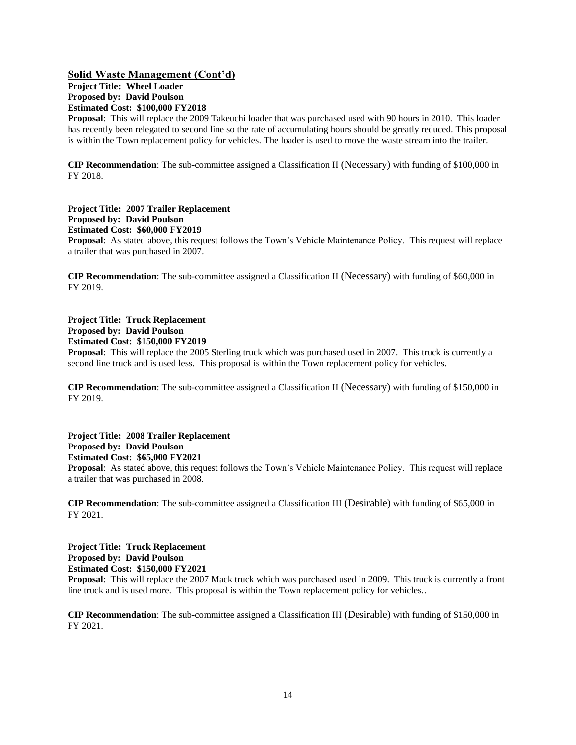## Solid Waste Management (Cont'd)

**Project Title: Wheel Loader**
**Proposed by: David Poulson**
**Estimated Cost: $100,000 FY2018**

**Proposal**: This will replace the 2009 Takeuchi loader that was purchased used with 90 hours in 2010. This loader has recently been relegated to second line so the rate of accumulating hours should be greatly reduced. This proposal is within the Town replacement policy for vehicles. The loader is used to move the waste stream into the trailer.

**CIP Recommendation**: The sub-committee assigned a Classification II (Necessary) with funding of $100,000 in FY 2018.

**Project Title: 2007 Trailer Replacement**
**Proposed by: David Poulson**
**Estimated Cost: $60,000 FY2019**

**Proposal**: As stated above, this request follows the Town's Vehicle Maintenance Policy. This request will replace a trailer that was purchased in 2007.

**CIP Recommendation**: The sub-committee assigned a Classification II (Necessary) with funding of $60,000 in FY 2019.

**Project Title: Truck Replacement**
**Proposed by: David Poulson**
**Estimated Cost: $150,000 FY2019**

**Proposal**: This will replace the 2005 Sterling truck which was purchased used in 2007. This truck is currently a second line truck and is used less. This proposal is within the Town replacement policy for vehicles.

**CIP Recommendation**: The sub-committee assigned a Classification II (Necessary) with funding of $150,000 in FY 2019.

**Project Title: 2008 Trailer Replacement**
**Proposed by: David Poulson**
**Estimated Cost: $65,000 FY2021**

**Proposal**: As stated above, this request follows the Town's Vehicle Maintenance Policy. This request will replace a trailer that was purchased in 2008.

**CIP Recommendation**: The sub-committee assigned a Classification III (Desirable) with funding of $65,000 in FY 2021.

**Project Title: Truck Replacement**
**Proposed by: David Poulson**
**Estimated Cost: $150,000 FY2021**

**Proposal**: This will replace the 2007 Mack truck which was purchased used in 2009. This truck is currently a front line truck and is used more. This proposal is within the Town replacement policy for vehicles..

**CIP Recommendation**: The sub-committee assigned a Classification III (Desirable) with funding of $150,000 in FY 2021.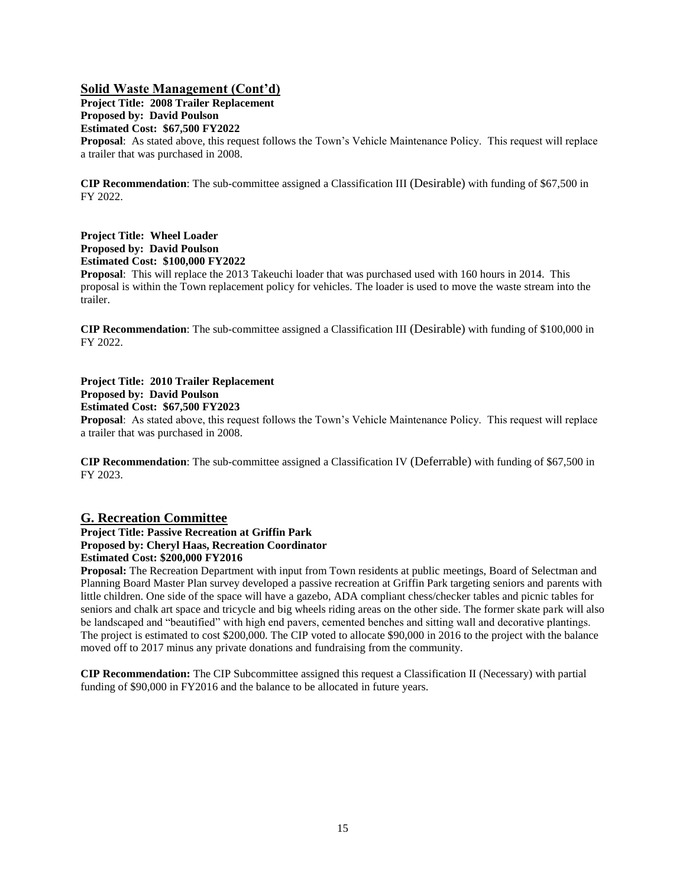## Solid Waste Management (Cont'd)

**Project Title: 2008 Trailer Replacement**
**Proposed by: David Poulson**
**Estimated Cost: $67,500 FY2022**

**Proposal**: As stated above, this request follows the Town's Vehicle Maintenance Policy. This request will replace a trailer that was purchased in 2008.

**CIP Recommendation**: The sub-committee assigned a Classification III (Desirable) with funding of $67,500 in FY 2022.

**Project Title: Wheel Loader**
**Proposed by: David Poulson**
**Estimated Cost: $100,000 FY2022**

**Proposal**: This will replace the 2013 Takeuchi loader that was purchased used with 160 hours in 2014. This proposal is within the Town replacement policy for vehicles. The loader is used to move the waste stream into the trailer.

**CIP Recommendation**: The sub-committee assigned a Classification III (Desirable) with funding of $100,000 in FY 2022.

**Project Title: 2010 Trailer Replacement**
**Proposed by: David Poulson**
**Estimated Cost: $67,500 FY2023**

**Proposal**: As stated above, this request follows the Town's Vehicle Maintenance Policy. This request will replace a trailer that was purchased in 2008.

**CIP Recommendation**: The sub-committee assigned a Classification IV (Deferrable) with funding of $67,500 in FY 2023.

## G. Recreation Committee

**Project Title: Passive Recreation at Griffin Park**
**Proposed by: Cheryl Haas, Recreation Coordinator**
**Estimated Cost: $200,000 FY2016**

**Proposal:** The Recreation Department with input from Town residents at public meetings, Board of Selectman and Planning Board Master Plan survey developed a passive recreation at Griffin Park targeting seniors and parents with little children. One side of the space will have a gazebo, ADA compliant chess/checker tables and picnic tables for seniors and chalk art space and tricycle and big wheels riding areas on the other side. The former skate park will also be landscaped and "beautified" with high end pavers, cemented benches and sitting wall and decorative plantings. The project is estimated to cost $200,000. The CIP voted to allocate $90,000 in 2016 to the project with the balance moved off to 2017 minus any private donations and fundraising from the community.

**CIP Recommendation:** The CIP Subcommittee assigned this request a Classification II (Necessary) with partial funding of $90,000 in FY2016 and the balance to be allocated in future years.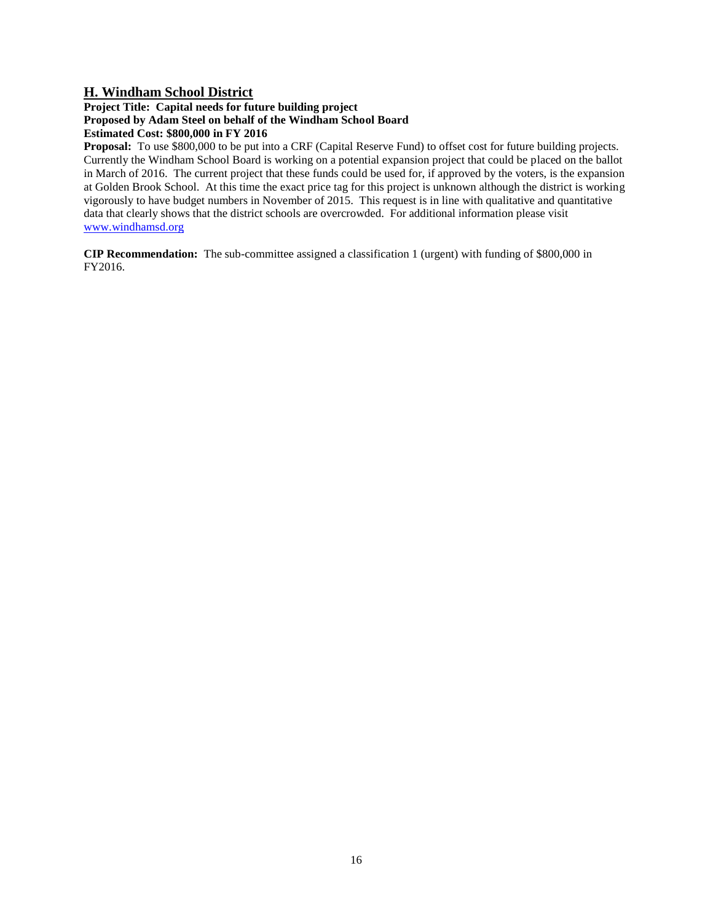## H. Windham School District

**Project Title: Capital needs for future building project**
**Proposed by Adam Steel on behalf of the Windham School Board**
**Estimated Cost: $800,000 in FY 2016**

**Proposal:** To use $800,000 to be put into a CRF (Capital Reserve Fund) to offset cost for future building projects. Currently the Windham School Board is working on a potential expansion project that could be placed on the ballot in March of 2016. The current project that these funds could be used for, if approved by the voters, is the expansion at Golden Brook School. At this time the exact price tag for this project is unknown although the district is working vigorously to have budget numbers in November of 2015. This request is in line with qualitative and quantitative data that clearly shows that the district schools are overcrowded. For additional information please visit www.windhamsd.org

**CIP Recommendation:** The sub-committee assigned a classification 1 (urgent) with funding of $800,000 in FY2016.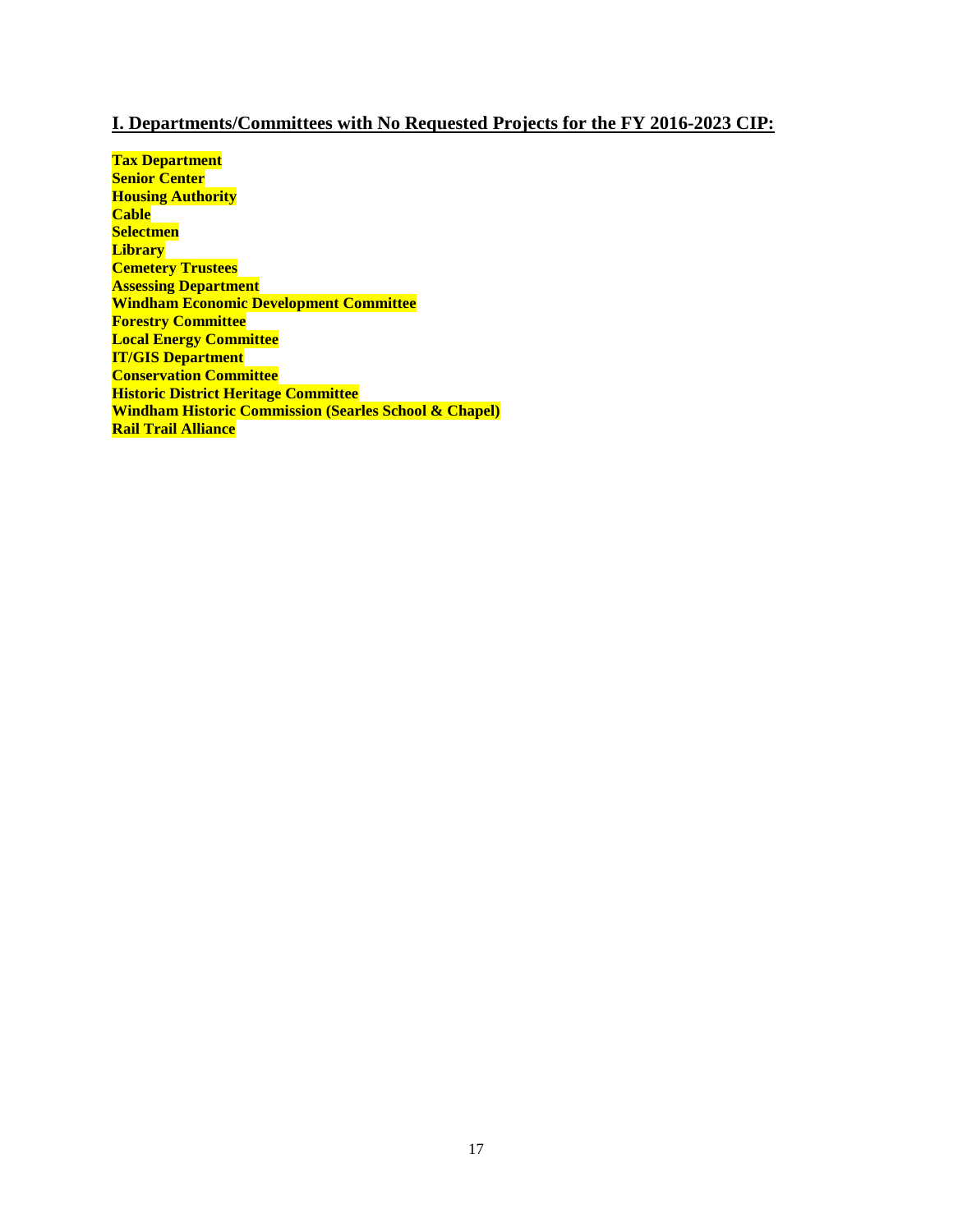## I. Departments/Committees with No Requested Projects for the FY 2016-2023 CIP:

**Tax Department**
**Senior Center**
**Housing Authority**
**Cable**
**Selectmen**
**Library**
**Cemetery Trustees**
**Assessing Department**
**Windham Economic Development Committee**
**Forestry Committee**
**Local Energy Committee**
**IT/GIS Department**
**Conservation Committee**
**Historic District Heritage Committee**
**Windham Historic Commission (Searles School & Chapel)**
**Rail Trail Alliance**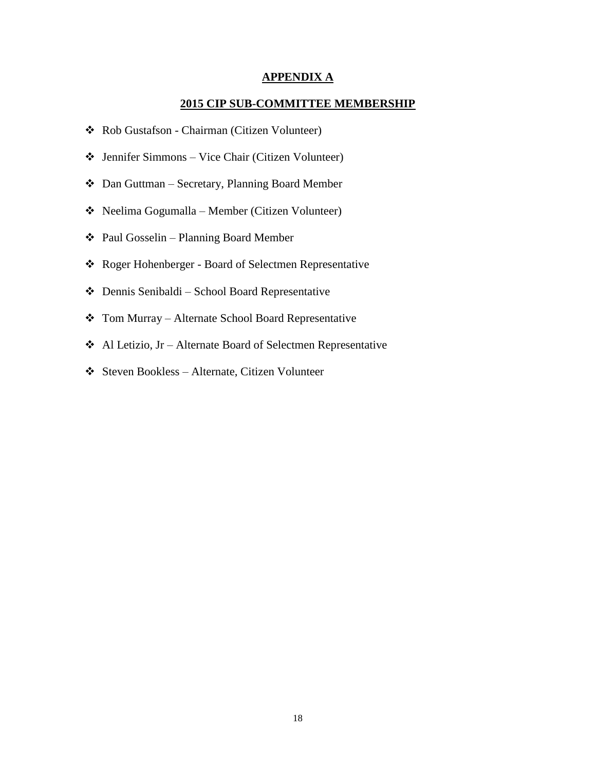# APPENDIX A

## 2015 CIP SUB-COMMITTEE MEMBERSHIP

- Rob Gustafson - Chairman (Citizen Volunteer)
- Jennifer Simmons – Vice Chair (Citizen Volunteer)
- Dan Guttman – Secretary, Planning Board Member
- Neelima Gogumalla – Member (Citizen Volunteer)
- Paul Gosselin – Planning Board Member
- Roger Hohenberger - Board of Selectmen Representative
- Dennis Senibaldi – School Board Representative
- Tom Murray – Alternate School Board Representative
- Al Letizio, Jr – Alternate Board of Selectmen Representative
- Steven Bookless – Alternate, Citizen Volunteer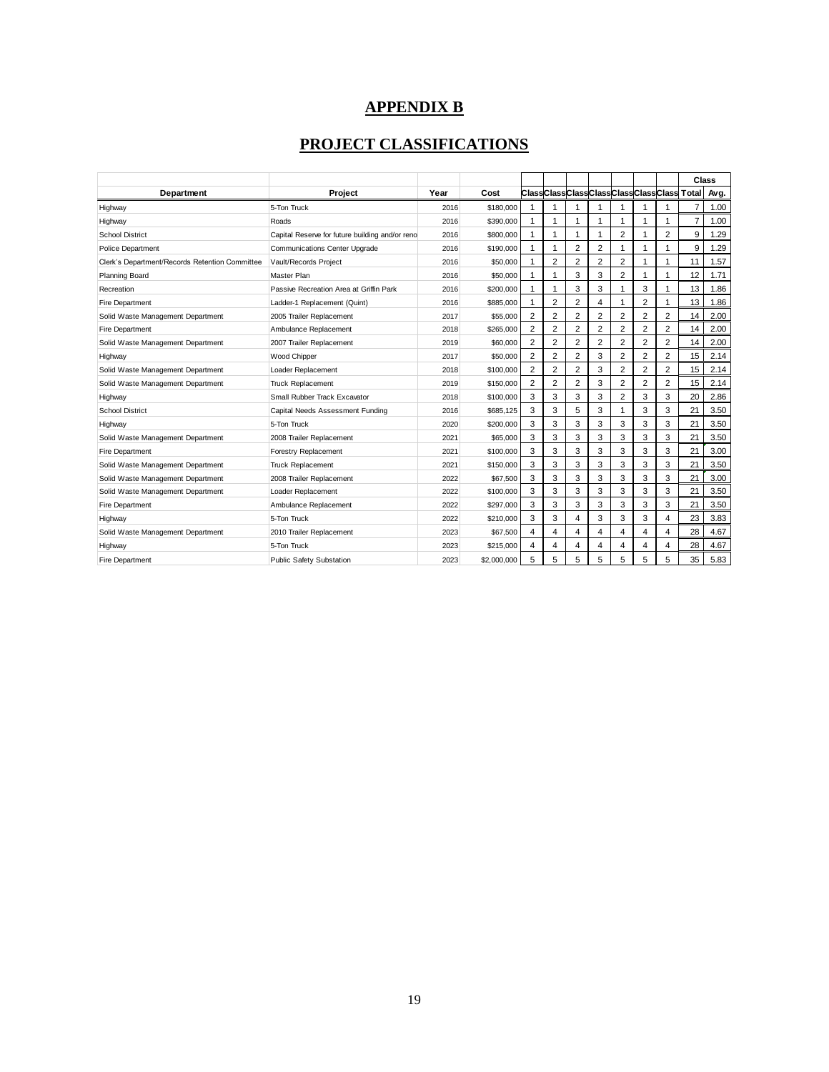# APPENDIX B

# PROJECT CLASSIFICATIONS

| | | | | | | | | | | | Class | |
|---|---|---|---|---|---|---|---|---|---|---|---|---|
| Department | Project | Year | Cost | Class | Class | Class | Class | Class | Class | Class | Total | Avg. |
| Highway | 5-Ton Truck | 2016 | $180,000 | 1 | 1 | 1 | 1 | 1 | 1 | 1 | 7 | 1.00 |
| Highway | Roads | 2016 | $390,000 | 1 | 1 | 1 | 1 | 1 | 1 | 1 | 7 | 1.00 |
| School District | Capital Reserve for future building and/or reno | 2016 | $800,000 | 1 | 1 | 1 | 1 | 2 | 1 | 2 | 9 | 1.29 |
| Police Department | Communications Center Upgrade | 2016 | $190,000 | 1 | 1 | 2 | 2 | 1 | 1 | 1 | 9 | 1.29 |
| Clerk's Department/Records Retention Committee | Vault/Records Project | 2016 | $50,000 | 1 | 2 | 2 | 2 | 2 | 1 | 1 | 11 | 1.57 |
| Planning Board | Master Plan | 2016 | $50,000 | 1 | 1 | 3 | 3 | 2 | 1 | 1 | 12 | 1.71 |
| Recreation | Passive Recreation Area at Griffin Park | 2016 | $200,000 | 1 | 1 | 3 | 3 | 1 | 3 | 1 | 13 | 1.86 |
| Fire Department | Ladder-1 Replacement (Quint) | 2016 | $885,000 | 1 | 2 | 2 | 4 | 1 | 2 | 1 | 13 | 1.86 |
| Solid Waste Management Department | 2005 Trailer Replacement | 2017 | $55,000 | 2 | 2 | 2 | 2 | 2 | 2 | 2 | 14 | 2.00 |
| Fire Department | Ambulance Replacement | 2018 | $265,000 | 2 | 2 | 2 | 2 | 2 | 2 | 2 | 14 | 2.00 |
| Solid Waste Management Department | 2007 Trailer Replacement | 2019 | $60,000 | 2 | 2 | 2 | 2 | 2 | 2 | 2 | 14 | 2.00 |
| Highway | Wood Chipper | 2017 | $50,000 | 2 | 2 | 2 | 3 | 2 | 2 | 2 | 15 | 2.14 |
| Solid Waste Management Department | Loader Replacement | 2018 | $100,000 | 2 | 2 | 2 | 3 | 2 | 2 | 2 | 15 | 2.14 |
| Solid Waste Management Department | Truck Replacement | 2019 | $150,000 | 2 | 2 | 2 | 3 | 2 | 2 | 2 | 15 | 2.14 |
| Highway | Small Rubber Track Excavator | 2018 | $100,000 | 3 | 3 | 3 | 3 | 2 | 3 | 3 | 20 | 2.86 |
| School District | Capital Needs Assessment Funding | 2016 | $685,125 | 3 | 3 | 5 | 3 | 1 | 3 | 3 | 21 | 3.50 |
| Highway | 5-Ton Truck | 2020 | $200,000 | 3 | 3 | 3 | 3 | 3 | 3 | 3 | 21 | 3.50 |
| Solid Waste Management Department | 2008 Trailer Replacement | 2021 | $65,000 | 3 | 3 | 3 | 3 | 3 | 3 | 3 | 21 | 3.50 |
| Fire Department | Forestry Replacement | 2021 | $100,000 | 3 | 3 | 3 | 3 | 3 | 3 | 3 | 21 | 3.00 |
| Solid Waste Management Department | Truck Replacement | 2021 | $150,000 | 3 | 3 | 3 | 3 | 3 | 3 | 3 | 21 | 3.50 |
| Solid Waste Management Department | 2008 Trailer Replacement | 2022 | $67,500 | 3 | 3 | 3 | 3 | 3 | 3 | 3 | 21 | 3.00 |
| Solid Waste Management Department | Loader Replacement | 2022 | $100,000 | 3 | 3 | 3 | 3 | 3 | 3 | 3 | 21 | 3.50 |
| Fire Department | Ambulance Replacement | 2022 | $297,000 | 3 | 3 | 3 | 3 | 3 | 3 | 3 | 21 | 3.50 |
| Highway | 5-Ton Truck | 2022 | $210,000 | 3 | 3 | 4 | 3 | 3 | 3 | 4 | 23 | 3.83 |
| Solid Waste Management Department | 2010 Trailer Replacement | 2023 | $67,500 | 4 | 4 | 4 | 4 | 4 | 4 | 4 | 28 | 4.67 |
| Highway | 5-Ton Truck | 2023 | $215,000 | 4 | 4 | 4 | 4 | 4 | 4 | 4 | 28 | 4.67 |
| Fire Department | Public Safety Substation | 2023 | $2,000,000 | 5 | 5 | 5 | 5 | 5 | 5 | 5 | 35 | 5.83 |